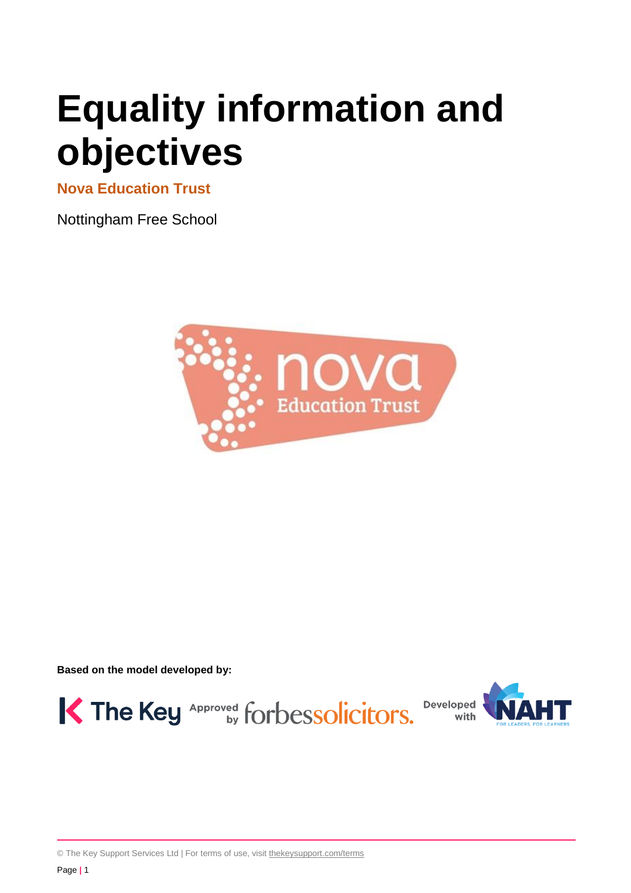# Equality information and objectives

**Nova Education Trust**

Nottingham Free School

**Based on the model developed by:**

© The Key Support Services Ltd | For terms of use, visit thekeysupport.com/terms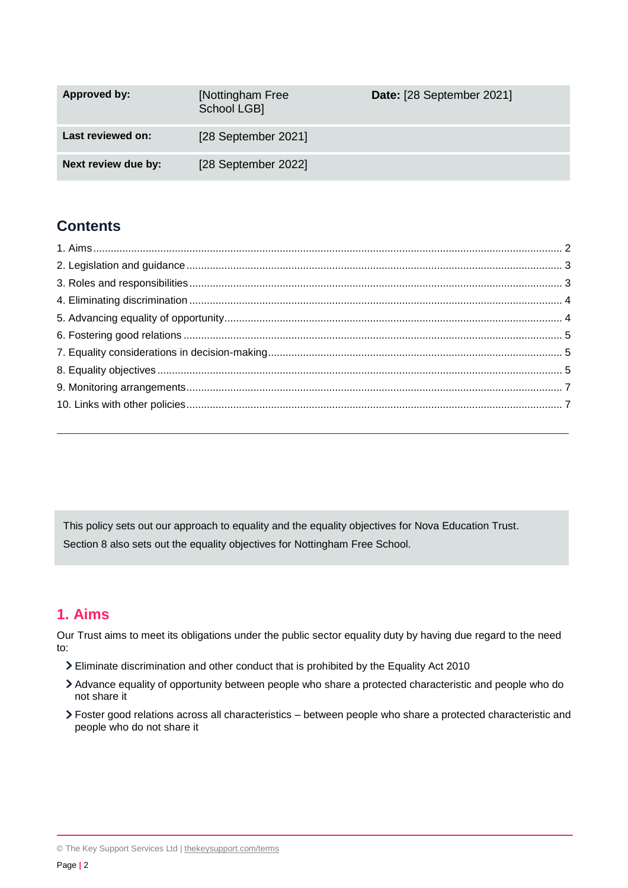| Approved by: | [Nottingham Free School LGB] | Date: [28 September 2021] |
| --- | --- | --- |
| Last reviewed on: | [28 September 2021] | |
| Next review due by: | [28 September 2022] | |

## Contents

1. Aims ..... 2
2. Legislation and guidance ..... 3
3. Roles and responsibilities ..... 3
4. Eliminating discrimination ..... 4
5. Advancing equality of opportunity ..... 4
6. Fostering good relations ..... 5
7. Equality considerations in decision-making ..... 5
8. Equality objectives ..... 5
9. Monitoring arrangements ..... 7
10. Links with other policies ..... 7

---

This policy sets out our approach to equality and the equality objectives for Nova Education Trust.

Section 8 also sets out the equality objectives for Nottingham Free School.

## 1. Aims

Our Trust aims to meet its obligations under the public sector equality duty by having due regard to the need to:

- Eliminate discrimination and other conduct that is prohibited by the Equality Act 2010
- Advance equality of opportunity between people who share a protected characteristic and people who do not share it
- Foster good relations across all characteristics – between people who share a protected characteristic and people who do not share it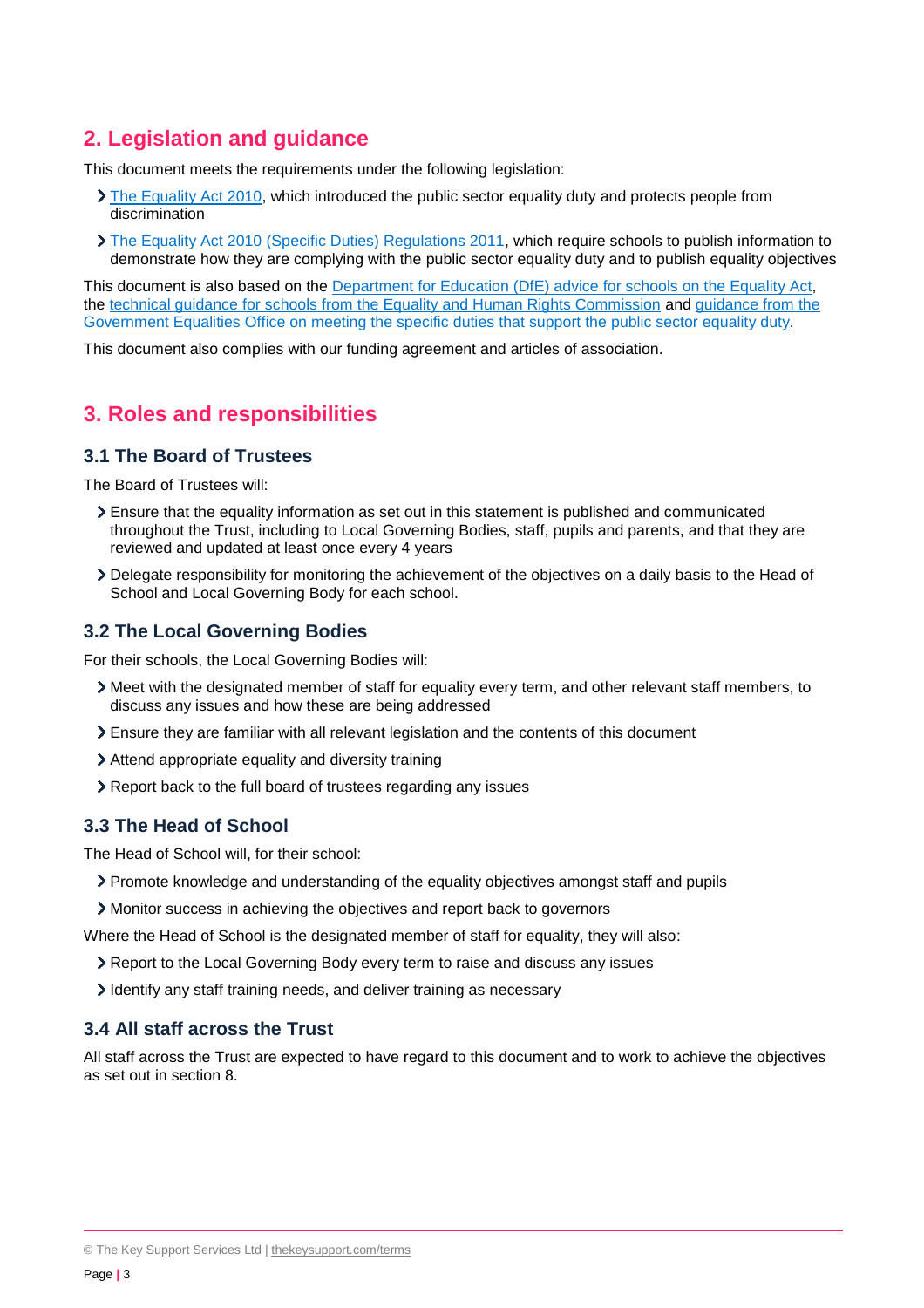## 2. Legislation and guidance

This document meets the requirements under the following legislation:

- The Equality Act 2010, which introduced the public sector equality duty and protects people from discrimination
- The Equality Act 2010 (Specific Duties) Regulations 2011, which require schools to publish information to demonstrate how they are complying with the public sector equality duty and to publish equality objectives

This document is also based on the Department for Education (DfE) advice for schools on the Equality Act, the technical guidance for schools from the Equality and Human Rights Commission and guidance from the Government Equalities Office on meeting the specific duties that support the public sector equality duty.

This document also complies with our funding agreement and articles of association.

## 3. Roles and responsibilities

### 3.1 The Board of Trustees

The Board of Trustees will:

- Ensure that the equality information as set out in this statement is published and communicated throughout the Trust, including to Local Governing Bodies, staff, pupils and parents, and that they are reviewed and updated at least once every 4 years
- Delegate responsibility for monitoring the achievement of the objectives on a daily basis to the Head of School and Local Governing Body for each school.

### 3.2 The Local Governing Bodies

For their schools, the Local Governing Bodies will:

- Meet with the designated member of staff for equality every term, and other relevant staff members, to discuss any issues and how these are being addressed
- Ensure they are familiar with all relevant legislation and the contents of this document
- Attend appropriate equality and diversity training
- Report back to the full board of trustees regarding any issues

### 3.3 The Head of School

The Head of School will, for their school:

- Promote knowledge and understanding of the equality objectives amongst staff and pupils
- Monitor success in achieving the objectives and report back to governors

Where the Head of School is the designated member of staff for equality, they will also:

- Report to the Local Governing Body every term to raise and discuss any issues
- Identify any staff training needs, and deliver training as necessary

### 3.4 All staff across the Trust

All staff across the Trust are expected to have regard to this document and to work to achieve the objectives as set out in section 8.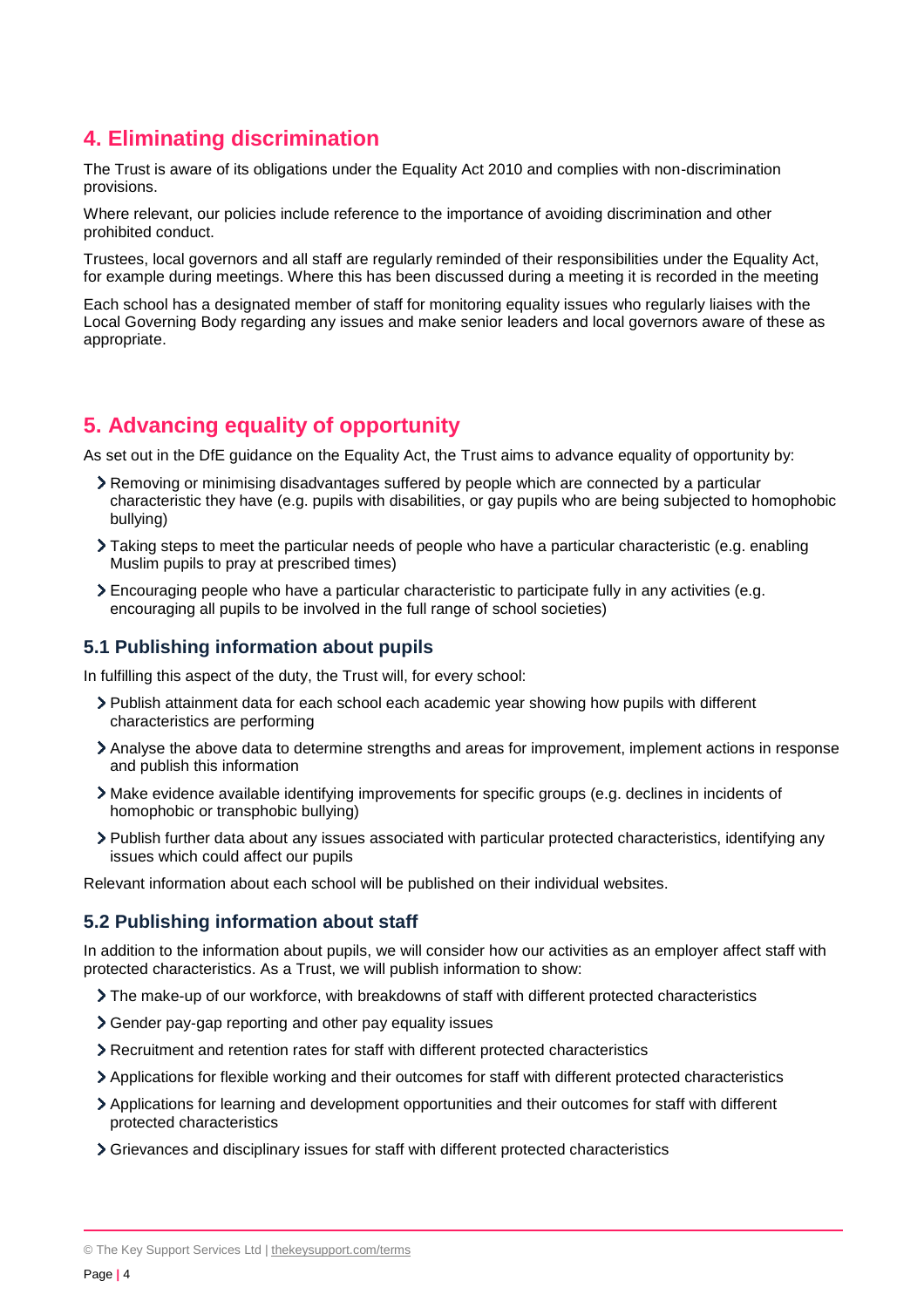## 4. Eliminating discrimination

The Trust is aware of its obligations under the Equality Act 2010 and complies with non-discrimination provisions.

Where relevant, our policies include reference to the importance of avoiding discrimination and other prohibited conduct.

Trustees, local governors and all staff are regularly reminded of their responsibilities under the Equality Act, for example during meetings. Where this has been discussed during a meeting it is recorded in the meeting

Each school has a designated member of staff for monitoring equality issues who regularly liaises with the Local Governing Body regarding any issues and make senior leaders and local governors aware of these as appropriate.

## 5. Advancing equality of opportunity

As set out in the DfE guidance on the Equality Act, the Trust aims to advance equality of opportunity by:

- Removing or minimising disadvantages suffered by people which are connected by a particular characteristic they have (e.g. pupils with disabilities, or gay pupils who are being subjected to homophobic bullying)
- Taking steps to meet the particular needs of people who have a particular characteristic (e.g. enabling Muslim pupils to pray at prescribed times)
- Encouraging people who have a particular characteristic to participate fully in any activities (e.g. encouraging all pupils to be involved in the full range of school societies)

### 5.1 Publishing information about pupils

In fulfilling this aspect of the duty, the Trust will, for every school:

- Publish attainment data for each school each academic year showing how pupils with different characteristics are performing
- Analyse the above data to determine strengths and areas for improvement, implement actions in response and publish this information
- Make evidence available identifying improvements for specific groups (e.g. declines in incidents of homophobic or transphobic bullying)
- Publish further data about any issues associated with particular protected characteristics, identifying any issues which could affect our pupils

Relevant information about each school will be published on their individual websites.

### 5.2 Publishing information about staff

In addition to the information about pupils, we will consider how our activities as an employer affect staff with protected characteristics. As a Trust, we will publish information to show:

- The make-up of our workforce, with breakdowns of staff with different protected characteristics
- Gender pay-gap reporting and other pay equality issues
- Recruitment and retention rates for staff with different protected characteristics
- Applications for flexible working and their outcomes for staff with different protected characteristics
- Applications for learning and development opportunities and their outcomes for staff with different protected characteristics
- Grievances and disciplinary issues for staff with different protected characteristics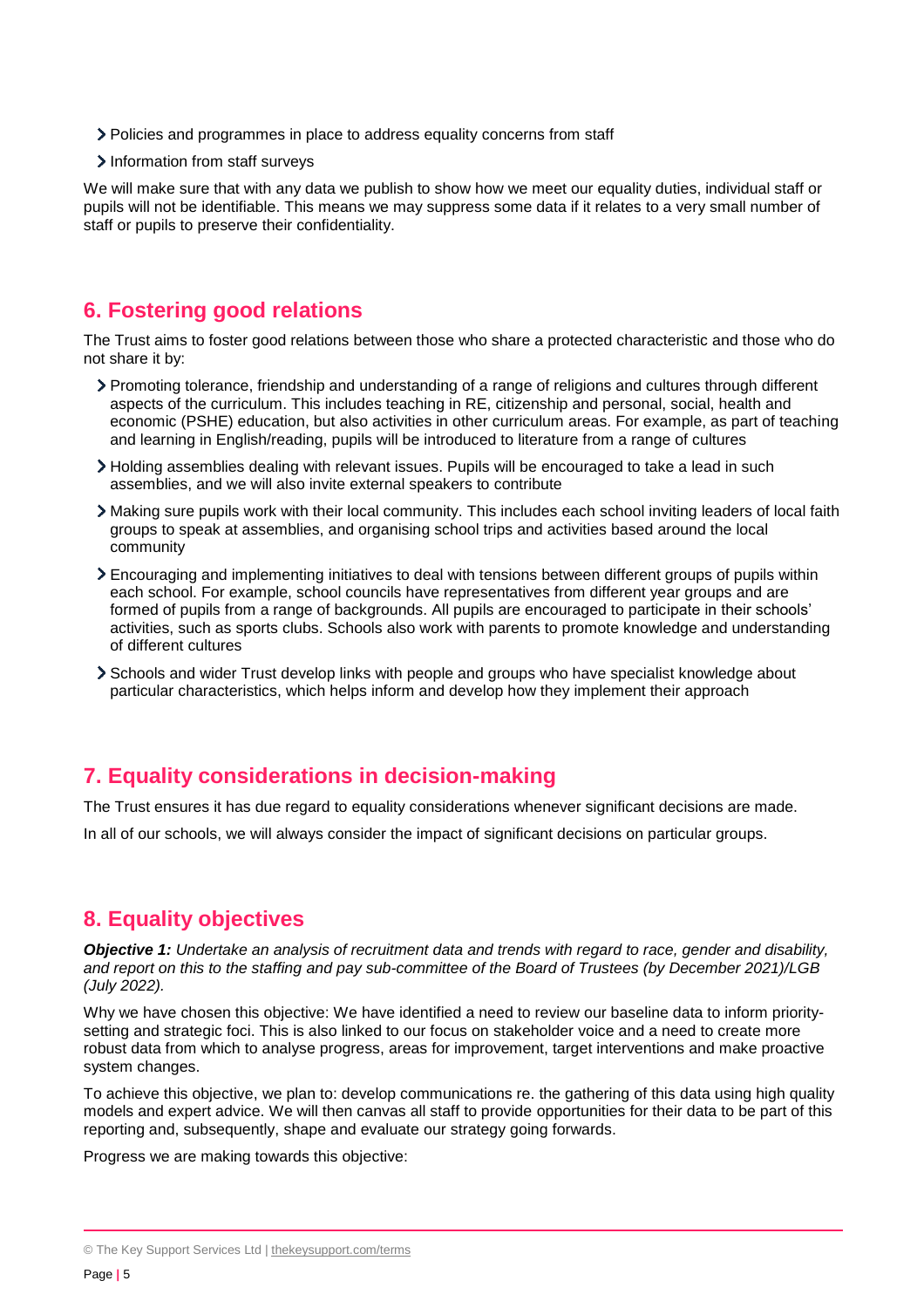- Policies and programmes in place to address equality concerns from staff
- Information from staff surveys

We will make sure that with any data we publish to show how we meet our equality duties, individual staff or pupils will not be identifiable. This means we may suppress some data if it relates to a very small number of staff or pupils to preserve their confidentiality.

## 6. Fostering good relations

The Trust aims to foster good relations between those who share a protected characteristic and those who do not share it by:

- Promoting tolerance, friendship and understanding of a range of religions and cultures through different aspects of the curriculum. This includes teaching in RE, citizenship and personal, social, health and economic (PSHE) education, but also activities in other curriculum areas. For example, as part of teaching and learning in English/reading, pupils will be introduced to literature from a range of cultures
- Holding assemblies dealing with relevant issues. Pupils will be encouraged to take a lead in such assemblies, and we will also invite external speakers to contribute
- Making sure pupils work with their local community. This includes each school inviting leaders of local faith groups to speak at assemblies, and organising school trips and activities based around the local community
- Encouraging and implementing initiatives to deal with tensions between different groups of pupils within each school. For example, school councils have representatives from different year groups and are formed of pupils from a range of backgrounds. All pupils are encouraged to participate in their schools' activities, such as sports clubs. Schools also work with parents to promote knowledge and understanding of different cultures
- Schools and wider Trust develop links with people and groups who have specialist knowledge about particular characteristics, which helps inform and develop how they implement their approach

## 7. Equality considerations in decision-making

The Trust ensures it has due regard to equality considerations whenever significant decisions are made.

In all of our schools, we will always consider the impact of significant decisions on particular groups.

## 8. Equality objectives

***Objective 1:*** *Undertake an analysis of recruitment data and trends with regard to race, gender and disability, and report on this to the staffing and pay sub-committee of the Board of Trustees (by December 2021)/LGB (July 2022).*

Why we have chosen this objective: We have identified a need to review our baseline data to inform priority-setting and strategic foci. This is also linked to our focus on stakeholder voice and a need to create more robust data from which to analyse progress, areas for improvement, target interventions and make proactive system changes.

To achieve this objective, we plan to: develop communications re. the gathering of this data using high quality models and expert advice. We will then canvas all staff to provide opportunities for their data to be part of this reporting and, subsequently, shape and evaluate our strategy going forwards.

Progress we are making towards this objective: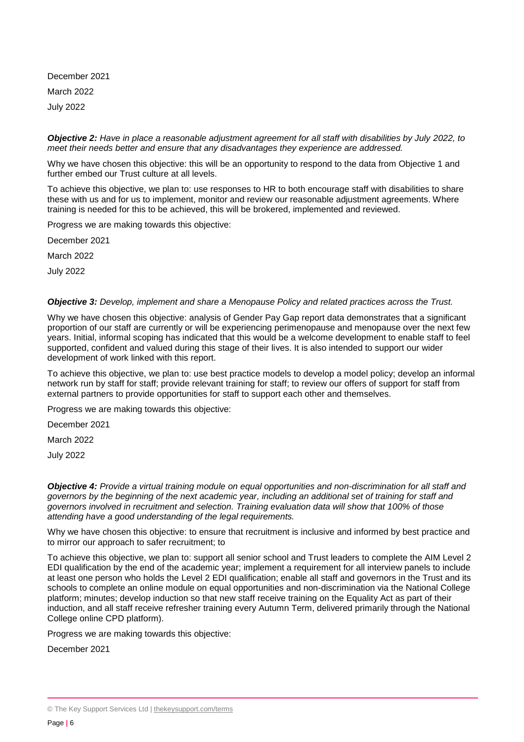December 2021

March 2022

July 2022

***Objective 2:*** *Have in place a reasonable adjustment agreement for all staff with disabilities by July 2022, to meet their needs better and ensure that any disadvantages they experience are addressed.*

Why we have chosen this objective: this will be an opportunity to respond to the data from Objective 1 and further embed our Trust culture at all levels.

To achieve this objective, we plan to: use responses to HR to both encourage staff with disabilities to share these with us and for us to implement, monitor and review our reasonable adjustment agreements. Where training is needed for this to be achieved, this will be brokered, implemented and reviewed.

Progress we are making towards this objective:

December 2021

March 2022

July 2022

***Objective 3:*** *Develop, implement and share a Menopause Policy and related practices across the Trust.*

Why we have chosen this objective: analysis of Gender Pay Gap report data demonstrates that a significant proportion of our staff are currently or will be experiencing perimenopause and menopause over the next few years. Initial, informal scoping has indicated that this would be a welcome development to enable staff to feel supported, confident and valued during this stage of their lives. It is also intended to support our wider development of work linked with this report.

To achieve this objective, we plan to: use best practice models to develop a model policy; develop an informal network run by staff for staff; provide relevant training for staff; to review our offers of support for staff from external partners to provide opportunities for staff to support each other and themselves.

Progress we are making towards this objective:

December 2021

March 2022

July 2022

***Objective 4:*** *Provide a virtual training module on equal opportunities and non-discrimination for all staff and governors by the beginning of the next academic year, including an additional set of training for staff and governors involved in recruitment and selection. Training evaluation data will show that 100% of those attending have a good understanding of the legal requirements.*

Why we have chosen this objective: to ensure that recruitment is inclusive and informed by best practice and to mirror our approach to safer recruitment; to

To achieve this objective, we plan to: support all senior school and Trust leaders to complete the AIM Level 2 EDI qualification by the end of the academic year; implement a requirement for all interview panels to include at least one person who holds the Level 2 EDI qualification; enable all staff and governors in the Trust and its schools to complete an online module on equal opportunities and non-discrimination via the National College platform; minutes; develop induction so that new staff receive training on the Equality Act as part of their induction, and all staff receive refresher training every Autumn Term, delivered primarily through the National College online CPD platform).

Progress we are making towards this objective:

December 2021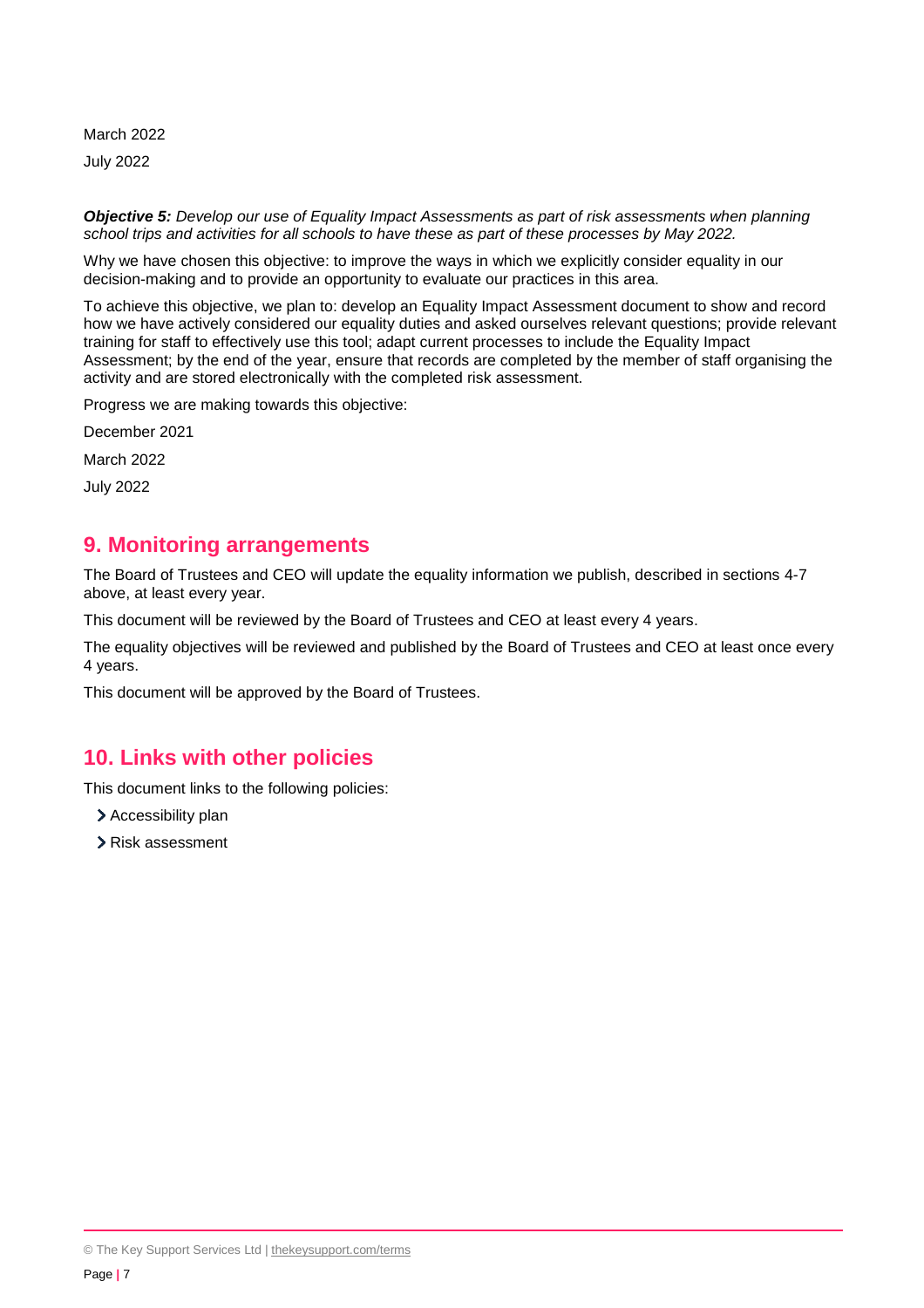March 2022

July 2022

***Objective 5:*** *Develop our use of Equality Impact Assessments as part of risk assessments when planning school trips and activities for all schools to have these as part of these processes by May 2022.*

Why we have chosen this objective: to improve the ways in which we explicitly consider equality in our decision-making and to provide an opportunity to evaluate our practices in this area.

To achieve this objective, we plan to: develop an Equality Impact Assessment document to show and record how we have actively considered our equality duties and asked ourselves relevant questions; provide relevant training for staff to effectively use this tool; adapt current processes to include the Equality Impact Assessment; by the end of the year, ensure that records are completed by the member of staff organising the activity and are stored electronically with the completed risk assessment.

Progress we are making towards this objective:

December 2021

March 2022

July 2022

## 9. Monitoring arrangements

The Board of Trustees and CEO will update the equality information we publish, described in sections 4-7 above, at least every year.

This document will be reviewed by the Board of Trustees and CEO at least every 4 years.

The equality objectives will be reviewed and published by the Board of Trustees and CEO at least once every 4 years.

This document will be approved by the Board of Trustees.

## 10. Links with other policies

This document links to the following policies:

- Accessibility plan
- Risk assessment